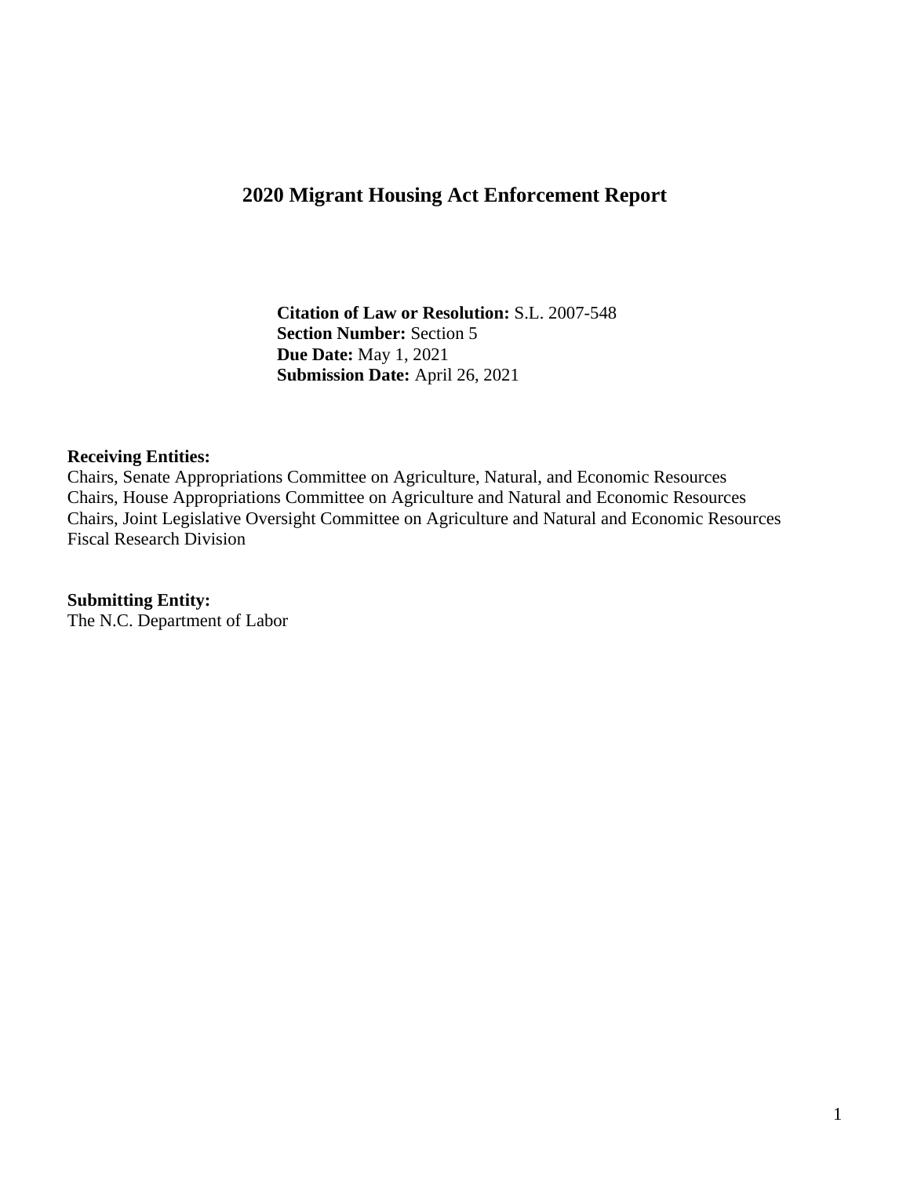# 2020 Migrant Housing Act Enforcement Report

**Citation of Law or Resolution:** S.L. 2007-548
**Section Number:** Section 5
**Due Date:** May 1, 2021
**Submission Date:** April 26, 2021

**Receiving Entities:**
Chairs, Senate Appropriations Committee on Agriculture, Natural, and Economic Resources
Chairs, House Appropriations Committee on Agriculture and Natural and Economic Resources
Chairs, Joint Legislative Oversight Committee on Agriculture and Natural and Economic Resources
Fiscal Research Division

**Submitting Entity:**
The N.C. Department of Labor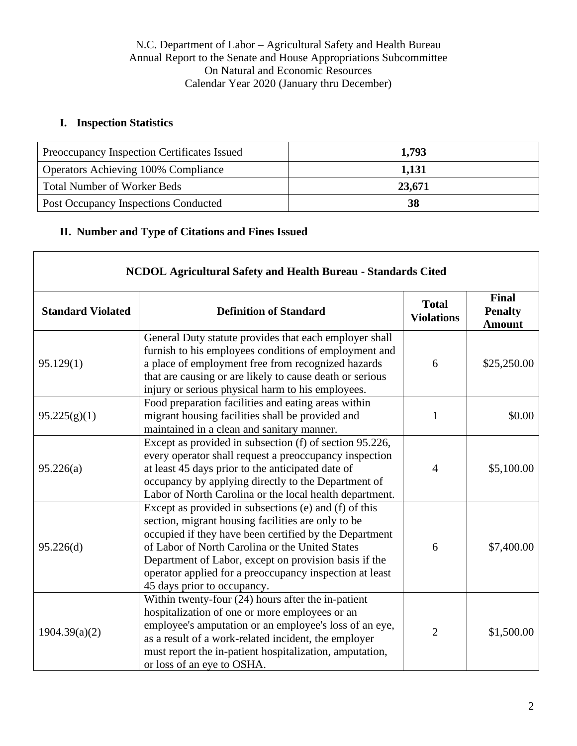N.C. Department of Labor – Agricultural Safety and Health Bureau
Annual Report to the Senate and House Appropriations Subcommittee
On Natural and Economic Resources
Calendar Year 2020 (January thru December)

## I. Inspection Statistics

| | |
|---|---|
| Preoccupancy Inspection Certificates Issued | **1,793** |
| Operators Achieving 100% Compliance | **1,131** |
| Total Number of Worker Beds | **23,671** |
| Post Occupancy Inspections Conducted | **38** |

## II. Number and Type of Citations and Fines Issued

| NCDOL Agricultural Safety and Health Bureau - Standards Cited | | | |
|---|---|---|---|
| **Standard Violated** | **Definition of Standard** | **Total Violations** | **Final Penalty Amount** |
| 95.129(1) | General Duty statute provides that each employer shall furnish to his employees conditions of employment and a place of employment free from recognized hazards that are causing or are likely to cause death or serious injury or serious physical harm to his employees. | 6 | $25,250.00 |
| 95.225(g)(1) | Food preparation facilities and eating areas within migrant housing facilities shall be provided and maintained in a clean and sanitary manner. | 1 | $0.00 |
| 95.226(a) | Except as provided in subsection (f) of section 95.226, every operator shall request a preoccupancy inspection at least 45 days prior to the anticipated date of occupancy by applying directly to the Department of Labor of North Carolina or the local health department. | 4 | $5,100.00 |
| 95.226(d) | Except as provided in subsections (e) and (f) of this section, migrant housing facilities are only to be occupied if they have been certified by the Department of Labor of North Carolina or the United States Department of Labor, except on provision basis if the operator applied for a preoccupancy inspection at least 45 days prior to occupancy. | 6 | $7,400.00 |
| 1904.39(a)(2) | Within twenty-four (24) hours after the in-patient hospitalization of one or more employees or an employee's amputation or an employee's loss of an eye, as a result of a work-related incident, the employer must report the in-patient hospitalization, amputation, or loss of an eye to OSHA. | 2 | $1,500.00 |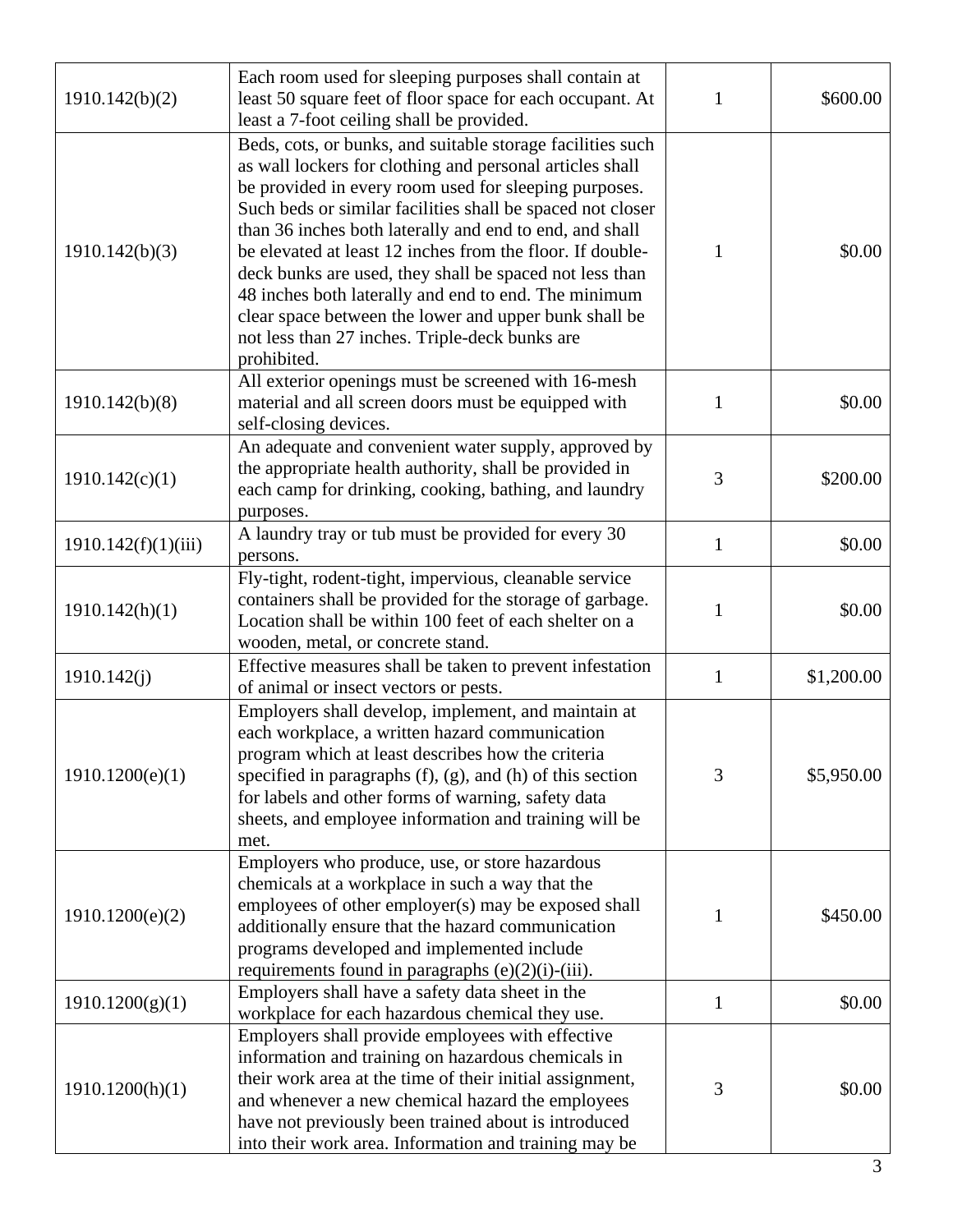| | | | |
|---|---|---|---|
| 1910.142(b)(2) | Each room used for sleeping purposes shall contain at least 50 square feet of floor space for each occupant. At least a 7-foot ceiling shall be provided. | 1 | $600.00 |
| 1910.142(b)(3) | Beds, cots, or bunks, and suitable storage facilities such as wall lockers for clothing and personal articles shall be provided in every room used for sleeping purposes. Such beds or similar facilities shall be spaced not closer than 36 inches both laterally and end to end, and shall be elevated at least 12 inches from the floor. If double-deck bunks are used, they shall be spaced not less than 48 inches both laterally and end to end. The minimum clear space between the lower and upper bunk shall be not less than 27 inches. Triple-deck bunks are prohibited. | 1 | $0.00 |
| 1910.142(b)(8) | All exterior openings must be screened with 16-mesh material and all screen doors must be equipped with self-closing devices. | 1 | $0.00 |
| 1910.142(c)(1) | An adequate and convenient water supply, approved by the appropriate health authority, shall be provided in each camp for drinking, cooking, bathing, and laundry purposes. | 3 | $200.00 |
| 1910.142(f)(1)(iii) | A laundry tray or tub must be provided for every 30 persons. | 1 | $0.00 |
| 1910.142(h)(1) | Fly-tight, rodent-tight, impervious, cleanable service containers shall be provided for the storage of garbage. Location shall be within 100 feet of each shelter on a wooden, metal, or concrete stand. | 1 | $0.00 |
| 1910.142(j) | Effective measures shall be taken to prevent infestation of animal or insect vectors or pests. | 1 | $1,200.00 |
| 1910.1200(e)(1) | Employers shall develop, implement, and maintain at each workplace, a written hazard communication program which at least describes how the criteria specified in paragraphs (f), (g), and (h) of this section for labels and other forms of warning, safety data sheets, and employee information and training will be met. | 3 | $5,950.00 |
| 1910.1200(e)(2) | Employers who produce, use, or store hazardous chemicals at a workplace in such a way that the employees of other employer(s) may be exposed shall additionally ensure that the hazard communication programs developed and implemented include requirements found in paragraphs (e)(2)(i)-(iii). | 1 | $450.00 |
| 1910.1200(g)(1) | Employers shall have a safety data sheet in the workplace for each hazardous chemical they use. | 1 | $0.00 |
| 1910.1200(h)(1) | Employers shall provide employees with effective information and training on hazardous chemicals in their work area at the time of their initial assignment, and whenever a new chemical hazard the employees have not previously been trained about is introduced into their work area. Information and training may be | 3 | $0.00 |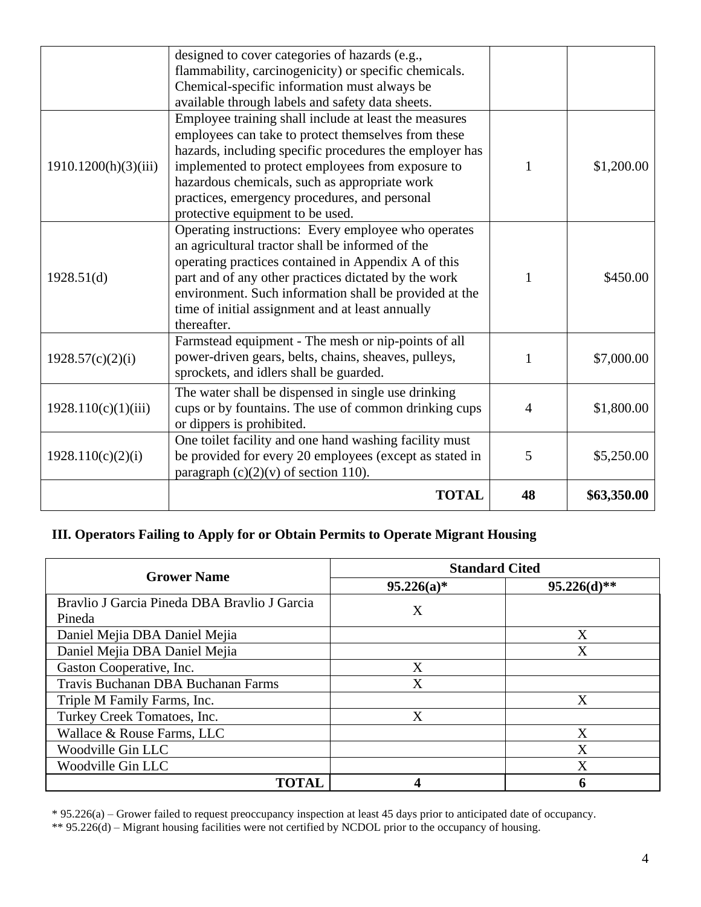| | | | |
|---|---|---|---|
| | designed to cover categories of hazards (e.g., flammability, carcinogenicity) or specific chemicals. Chemical-specific information must always be available through labels and safety data sheets. | | |
| 1910.1200(h)(3)(iii) | Employee training shall include at least the measures employees can take to protect themselves from these hazards, including specific procedures the employer has implemented to protect employees from exposure to hazardous chemicals, such as appropriate work practices, emergency procedures, and personal protective equipment to be used. | 1 | $1,200.00 |
| 1928.51(d) | Operating instructions: Every employee who operates an agricultural tractor shall be informed of the operating practices contained in Appendix A of this part and of any other practices dictated by the work environment. Such information shall be provided at the time of initial assignment and at least annually thereafter. | 1 | $450.00 |
| 1928.57(c)(2)(i) | Farmstead equipment - The mesh or nip-points of all power-driven gears, belts, chains, sheaves, pulleys, sprockets, and idlers shall be guarded. | 1 | $7,000.00 |
| 1928.110(c)(1)(iii) | The water shall be dispensed in single use drinking cups or by fountains. The use of common drinking cups or dippers is prohibited. | 4 | $1,800.00 |
| 1928.110(c)(2)(i) | One toilet facility and one hand washing facility must be provided for every 20 employees (except as stated in paragraph (c)(2)(v) of section 110). | 5 | $5,250.00 |
| | **TOTAL** | **48** | **$63,350.00** |

### III. Operators Failing to Apply for or Obtain Permits to Operate Migrant Housing

| Grower Name | Standard Cited | |
|---|---|---|
| | **95.226(a)*** | **95.226(d)**** |
| Bravlio J Garcia Pineda DBA Bravlio J Garcia Pineda | X | |
| Daniel Mejia DBA Daniel Mejia | | X |
| Daniel Mejia DBA Daniel Mejia | | X |
| Gaston Cooperative, Inc. | X | |
| Travis Buchanan DBA Buchanan Farms | X | |
| Triple M Family Farms, Inc. | | X |
| Turkey Creek Tomatoes, Inc. | X | |
| Wallace & Rouse Farms, LLC | | X |
| Woodville Gin LLC | | X |
| Woodville Gin LLC | | X |
| **TOTAL** | **4** | **6** |

* 95.226(a) – Grower failed to request preoccupancy inspection at least 45 days prior to anticipated date of occupancy.

** 95.226(d) – Migrant housing facilities were not certified by NCDOL prior to the occupancy of housing.